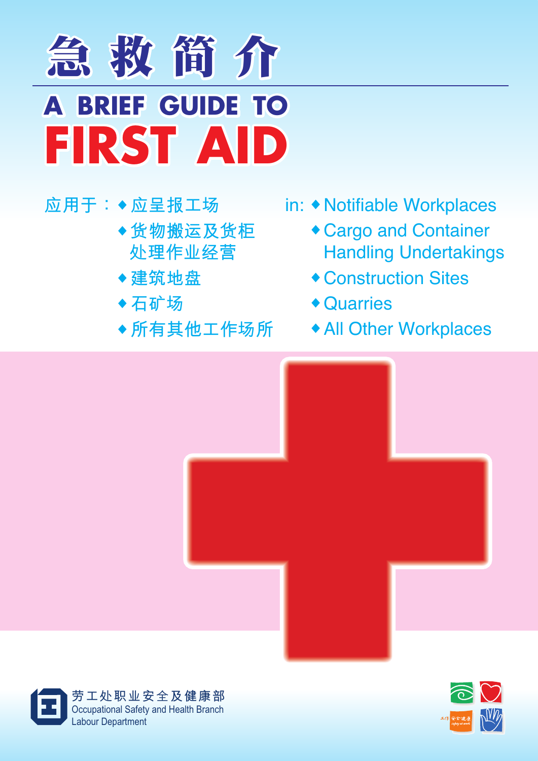# 急救簡介

# A BRIEF GUIDE TO FIRST AID

应用于：
- 应呈报工场
- 货物搬运及货柜处理作业经营
- 建筑地盘
- 石矿场
- 所有其他工作场所

in:
- Notifiable Workplaces
- Cargo and Container Handling Undertakings
- Construction Sites
- Quarries
- All Other Workplaces

劳工处职业安全及健康部
Occupational Safety and Health Branch
Labour Department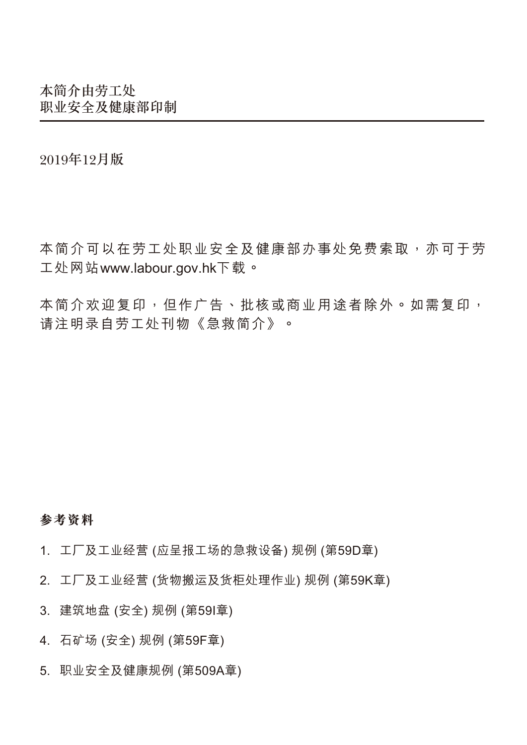本简介由劳工处
职业安全及健康部印制

---

2019年12月版

本简介可以在劳工处职业安全及健康部办事处免费索取，亦可于劳工处网站www.labour.gov.hk下载。

本简介欢迎复印，但作广告、批核或商业用途者除外。如需复印，请注明录自劳工处刊物《急救简介》。

**参考资料**

1. 工厂及工业经营 (应呈报工场的急救设备) 规例 (第59D章)
2. 工厂及工业经营 (货物搬运及货柜处理作业) 规例 (第59K章)
3. 建筑地盘 (安全) 规例 (第59I章)
4. 石矿场 (安全) 规例 (第59F章)
5. 职业安全及健康规例 (第509A章)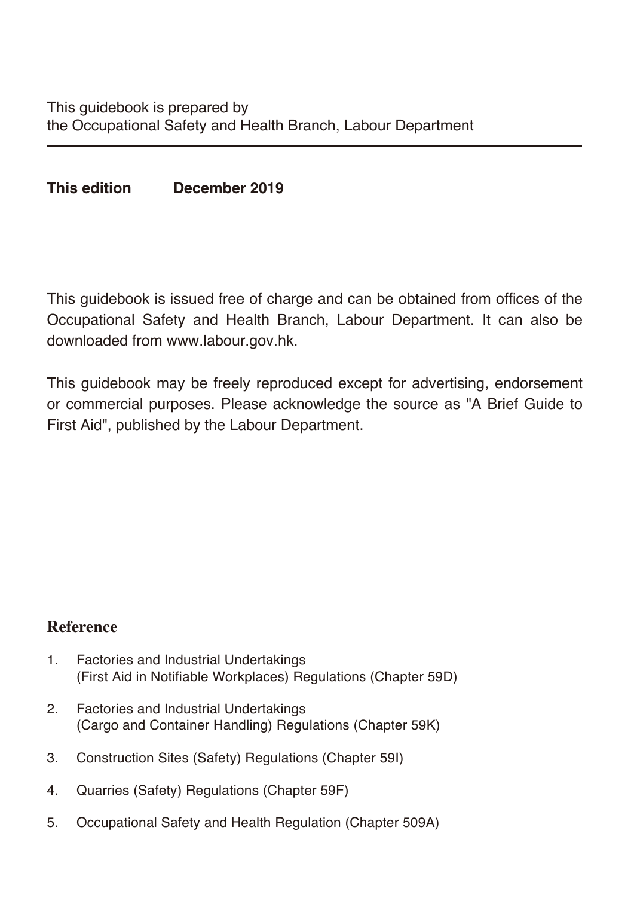This guidebook is prepared by
the Occupational Safety and Health Branch, Labour Department

---

**This edition December 2019**

This guidebook is issued free of charge and can be obtained from offices of the Occupational Safety and Health Branch, Labour Department. It can also be downloaded from www.labour.gov.hk.

This guidebook may be freely reproduced except for advertising, endorsement or commercial purposes. Please acknowledge the source as "A Brief Guide to First Aid", published by the Labour Department.

## Reference

1. Factories and Industrial Undertakings (First Aid in Notifiable Workplaces) Regulations (Chapter 59D)
2. Factories and Industrial Undertakings (Cargo and Container Handling) Regulations (Chapter 59K)
3. Construction Sites (Safety) Regulations (Chapter 59I)
4. Quarries (Safety) Regulations (Chapter 59F)
5. Occupational Safety and Health Regulation (Chapter 509A)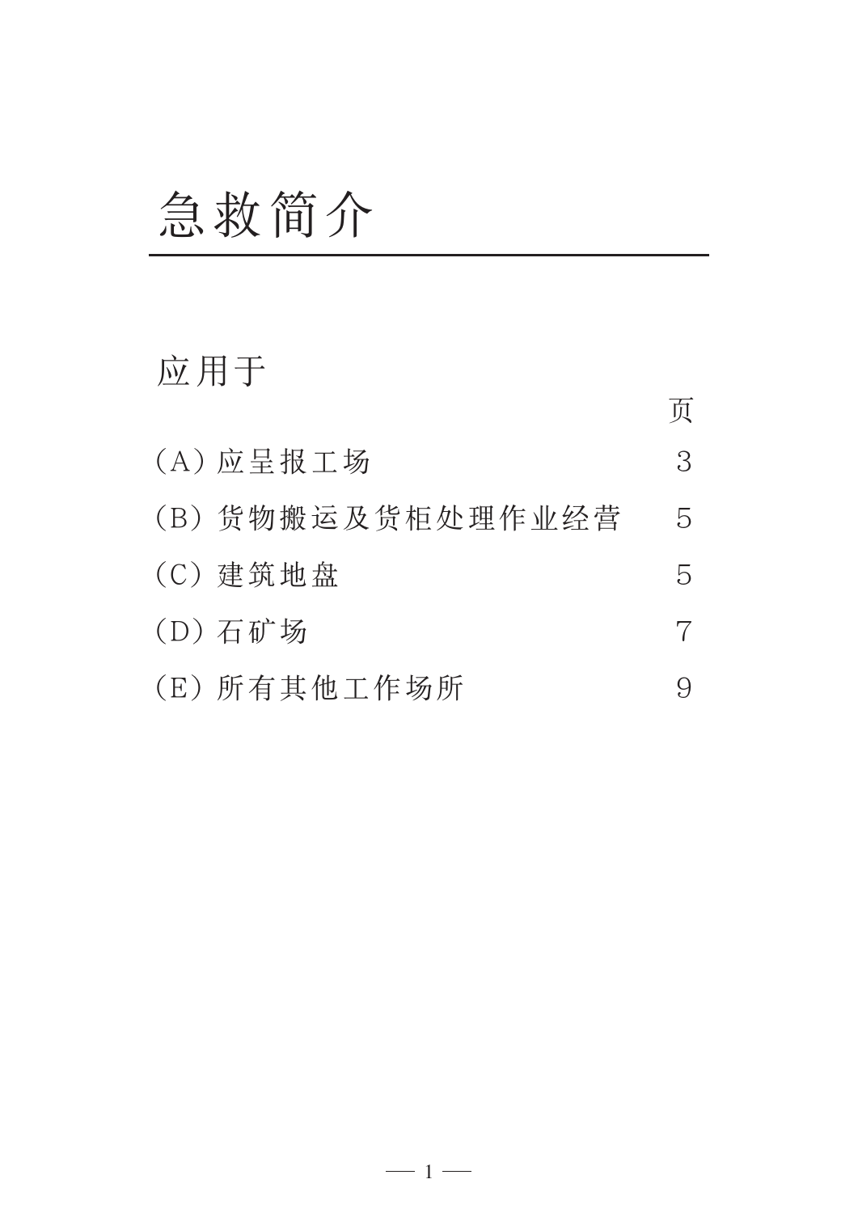# 急救简介

## 应用于

| | 页 |
|---|---|
| (A) 应呈报工场 | 3 |
| (B) 货物搬运及货柜处理作业经营 | 5 |
| (C) 建筑地盘 | 5 |
| (D) 石矿场 | 7 |
| (E) 所有其他工作场所 | 9 |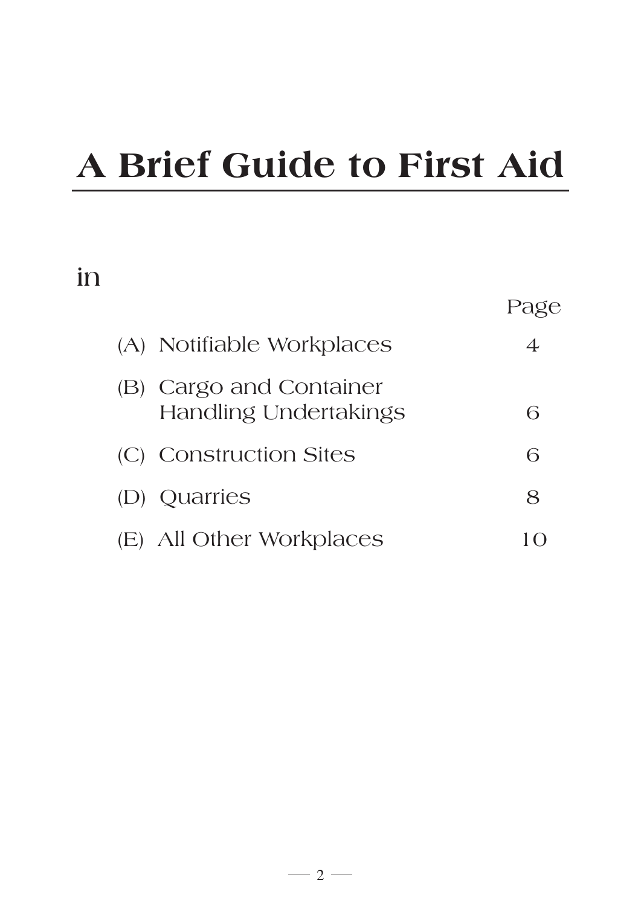# A Brief Guide to First Aid

in

| | Page |
|---|---|
| (A) Notifiable Workplaces | 4 |
| (B) Cargo and Container Handling Undertakings | 6 |
| (C) Construction Sites | 6 |
| (D) Quarries | 8 |
| (E) All Other Workplaces | 10 |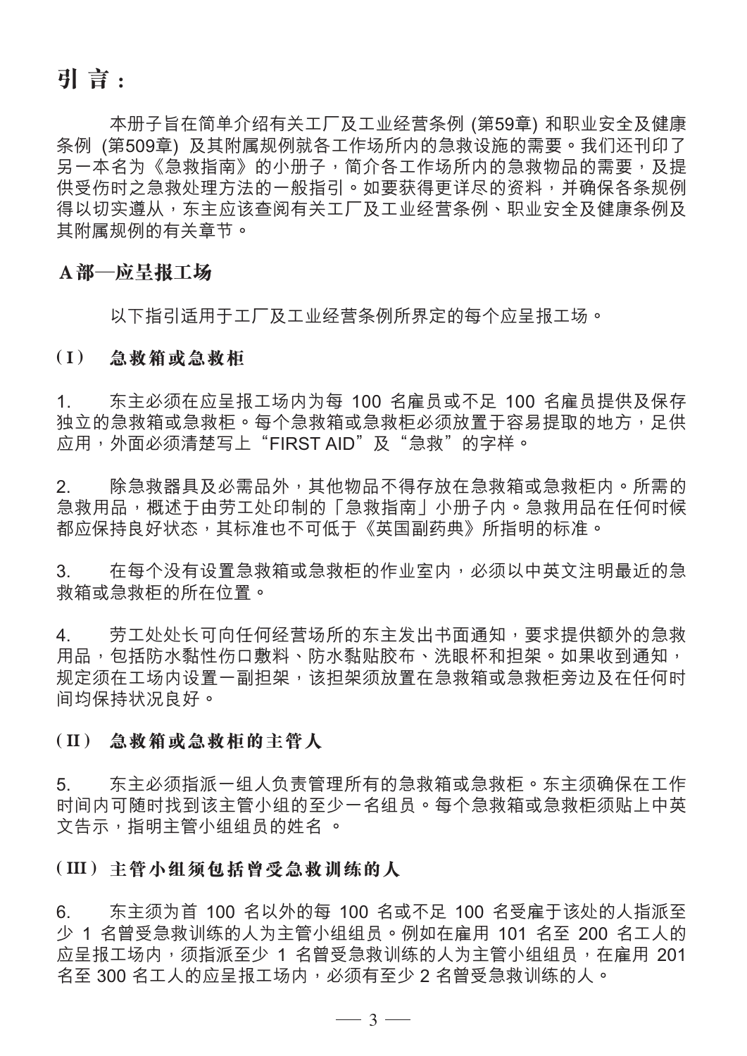# 引 言：

本册子旨在简单介绍有关工厂及工业经营条例 (第59章) 和职业安全及健康条例 (第509章) 及其附属规例就各工作场所内的急救设施的需要。我们还刊印了另一本名为《急救指南》的小册子，简介各工作场所内的急救物品的需要，及提供受伤时之急救处理方法的一般指引。如要获得更详尽的资料，并确保各条规例得以切实遵从，东主应该查阅有关工厂及工业经营条例、职业安全及健康条例及其附属规例的有关章节。

## A部—应呈报工场

以下指引适用于工厂及工业经营条例所界定的每个应呈报工场。

### (I) 急救箱或急救柜

1. 东主必须在应呈报工场内为每 100 名雇员或不足 100 名雇员提供及保存独立的急救箱或急救柜。每个急救箱或急救柜必须放置于容易提取的地方，足供应用，外面必须清楚写上“FIRST AID”及“急救”的字样。

2. 除急救器具及必需品外，其他物品不得存放在急救箱或急救柜内。所需的急救用品，概述于由劳工处印制的「急救指南」小册子内。急救用品在任何时候都应保持良好状态，其标准也不可低于《英国副药典》所指明的标准。

3. 在每个没有设置急救箱或急救柜的作业室内，必须以中英文注明最近的急救箱或急救柜的所在位置。

4. 劳工处处长可向任何经营场所的东主发出书面通知，要求提供额外的急救用品，包括防水黏性伤口敷料、防水黏贴胶布、洗眼杯和担架。如果收到通知，规定须在工场内设置一副担架，该担架须放置在急救箱或急救柜旁边及在任何时间均保持状况良好。

### (II) 急救箱或急救柜的主管人

5. 东主必须指派一组人负责管理所有的急救箱或急救柜。东主须确保在工作时间内可随时找到该主管小组的至少一名组员。每个急救箱或急救柜须贴上中英文告示，指明主管小组组员的姓名 。

### (III) 主管小组须包括曾受急救训练的人

6. 东主须为首 100 名以外的每 100 名或不足 100 名受雇于该处的人指派至少 1 名曾受急救训练的人为主管小组组员。例如在雇用 101 名至 200 名工人的应呈报工场内，须指派至少 1 名曾受急救训练的人为主管小组组员，在雇用 201 名至 300 名工人的应呈报工场内，必须有至少 2 名曾受急救训练的人。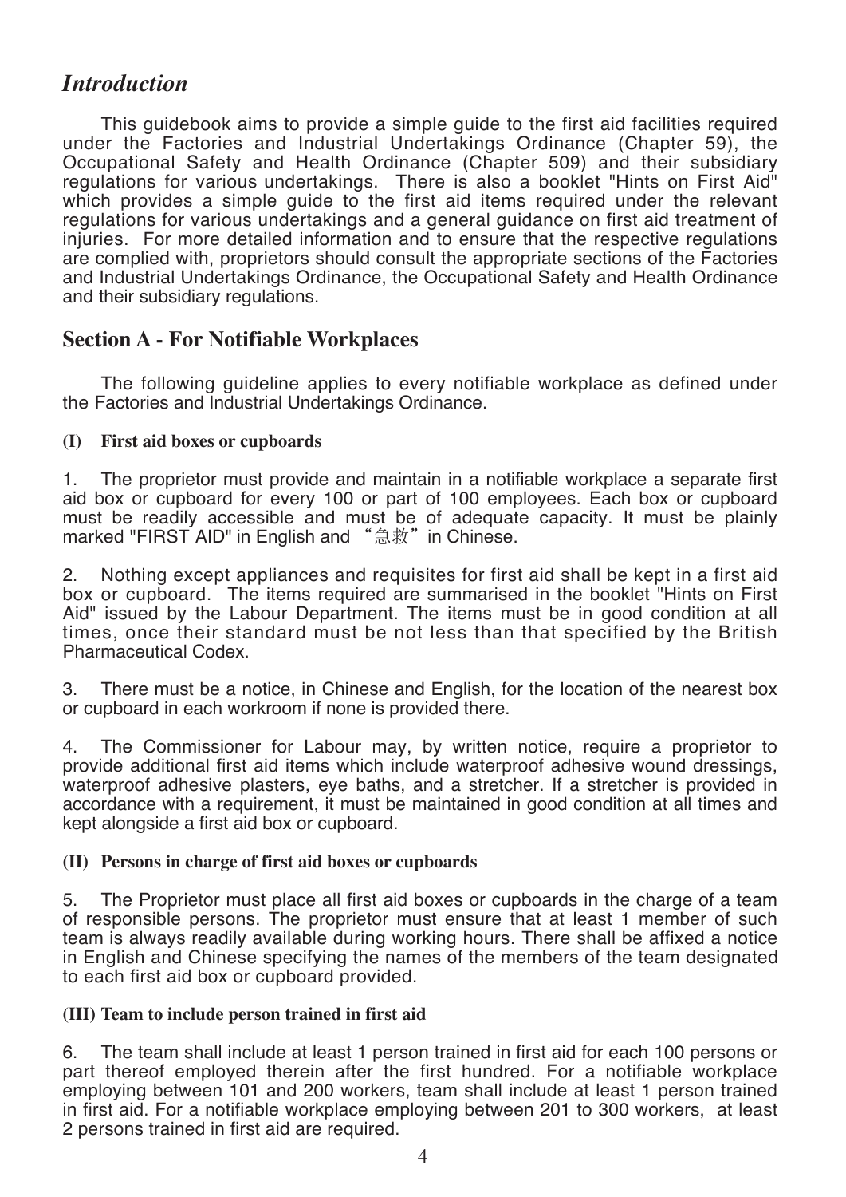## *Introduction*

This guidebook aims to provide a simple guide to the first aid facilities required under the Factories and Industrial Undertakings Ordinance (Chapter 59), the Occupational Safety and Health Ordinance (Chapter 509) and their subsidiary regulations for various undertakings. There is also a booklet "Hints on First Aid" which provides a simple guide to the first aid items required under the relevant regulations for various undertakings and a general guidance on first aid treatment of injuries. For more detailed information and to ensure that the respective regulations are complied with, proprietors should consult the appropriate sections of the Factories and Industrial Undertakings Ordinance, the Occupational Safety and Health Ordinance and their subsidiary regulations.

## Section A - For Notifiable Workplaces

The following guideline applies to every notifiable workplace as defined under the Factories and Industrial Undertakings Ordinance.

### (I) First aid boxes or cupboards

1. The proprietor must provide and maintain in a notifiable workplace a separate first aid box or cupboard for every 100 or part of 100 employees. Each box or cupboard must be readily accessible and must be of adequate capacity. It must be plainly marked "FIRST AID" in English and “急救”in Chinese.

2. Nothing except appliances and requisites for first aid shall be kept in a first aid box or cupboard. The items required are summarised in the booklet "Hints on First Aid" issued by the Labour Department. The items must be in good condition at all times, once their standard must be not less than that specified by the British Pharmaceutical Codex.

3. There must be a notice, in Chinese and English, for the location of the nearest box or cupboard in each workroom if none is provided there.

4. The Commissioner for Labour may, by written notice, require a proprietor to provide additional first aid items which include waterproof adhesive wound dressings, waterproof adhesive plasters, eye baths, and a stretcher. If a stretcher is provided in accordance with a requirement, it must be maintained in good condition at all times and kept alongside a first aid box or cupboard.

### (II) Persons in charge of first aid boxes or cupboards

5. The Proprietor must place all first aid boxes or cupboards in the charge of a team of responsible persons. The proprietor must ensure that at least 1 member of such team is always readily available during working hours. There shall be affixed a notice in English and Chinese specifying the names of the members of the team designated to each first aid box or cupboard provided.

### (III) Team to include person trained in first aid

6. The team shall include at least 1 person trained in first aid for each 100 persons or part thereof employed therein after the first hundred. For a notifiable workplace employing between 101 and 200 workers, team shall include at least 1 person trained in first aid. For a notifiable workplace employing between 201 to 300 workers, at least 2 persons trained in first aid are required.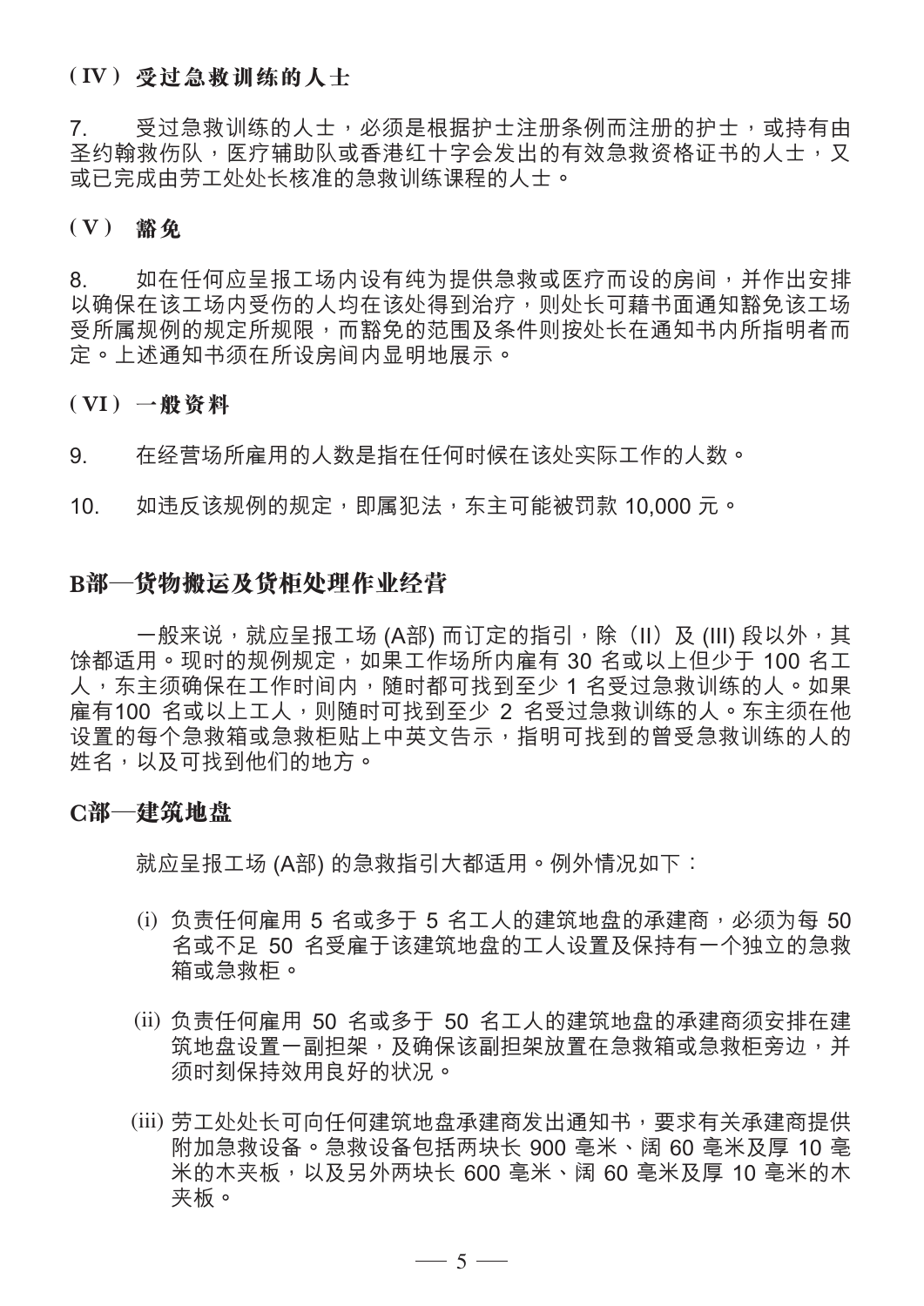### (IV) 受过急救训练的人士

7. 受过急救训练的人士，必须是根据护士注册条例而注册的护士，或持有由圣约翰救伤队，医疗辅助队或香港红十字会发出的有效急救资格证书的人士，又或已完成由劳工处处长核准的急救训练课程的人士。

### (V) 豁免

8. 如在任何应呈报工场内设有纯为提供急救或医疗而设的房间，并作出安排以确保在该工场内受伤的人均在该处得到治疗，则处长可藉书面通知豁免该工场受所属规例的规定所规限，而豁免的范围及条件则按处长在通知书内所指明者而定。上述通知书须在所设房间内显明地展示。

### (VI) 一般资料

9. 在经营场所雇用的人数是指在任何时候在该处实际工作的人数。

10. 如违反该规例的规定，即属犯法，东主可能被罚款 10,000 元。

## B部—货物搬运及货柜处理作业经营

一般来说，就应呈报工场 (A部) 而订定的指引，除（II）及 (III) 段以外，其馀都适用。现时的规例规定，如果工作场所内雇有 30 名或以上但少于 100 名工人，东主须确保在工作时间内，随时都可找到至少 1 名受过急救训练的人。如果雇有100 名或以上工人，则随时可找到至少 2 名受过急救训练的人。东主须在他设置的每个急救箱或急救柜贴上中英文告示，指明可找到的曾受急救训练的人的姓名，以及可找到他们的地方。

## C部—建筑地盘

就应呈报工场 (A部) 的急救指引大都适用。例外情况如下：

(i) 负责任何雇用 5 名或多于 5 名工人的建筑地盘的承建商，必须为每 50 名或不足 50 名受雇于该建筑地盘的工人设置及保持有一个独立的急救箱或急救柜。

(ii) 负责任何雇用 50 名或多于 50 名工人的建筑地盘的承建商须安排在建筑地盘设置一副担架，及确保该副担架放置在急救箱或急救柜旁边，并须时刻保持效用良好的状况。

(iii) 劳工处处长可向任何建筑地盘承建商发出通知书，要求有关承建商提供附加急救设备。急救设备包括两块长 900 毫米、阔 60 毫米及厚 10 毫米的木夹板，以及另外两块长 600 毫米、阔 60 毫米及厚 10 毫米的木夹板。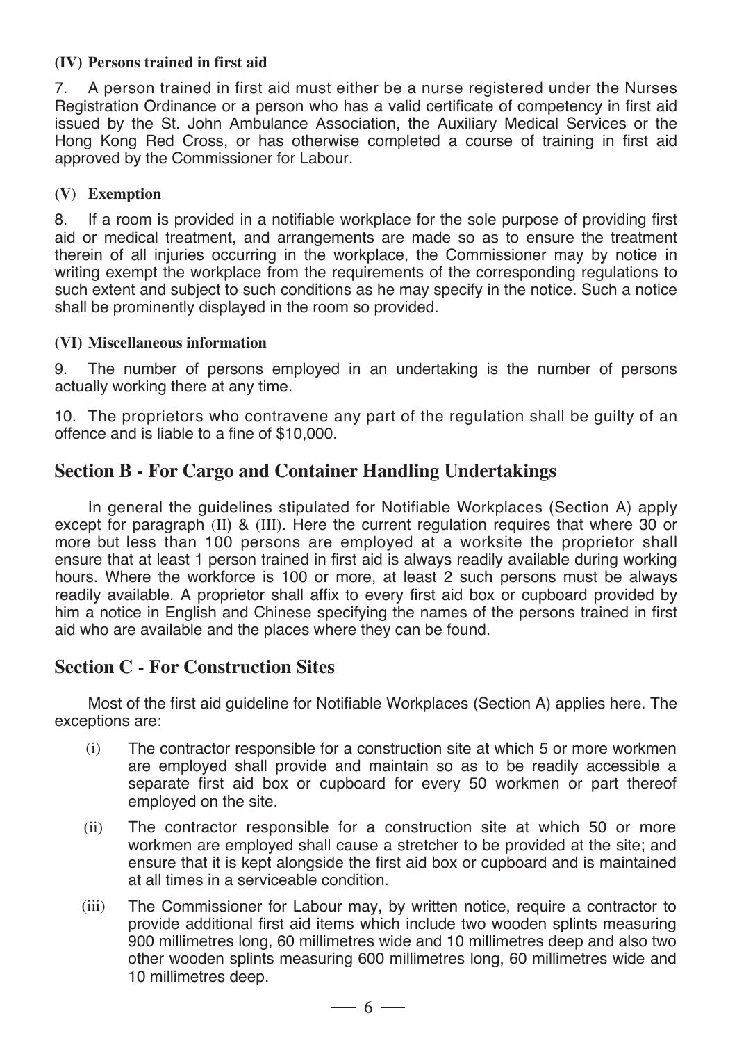### (IV) Persons trained in first aid

7. A person trained in first aid must either be a nurse registered under the Nurses Registration Ordinance or a person who has a valid certificate of competency in first aid issued by the St. John Ambulance Association, the Auxiliary Medical Services or the Hong Kong Red Cross, or has otherwise completed a course of training in first aid approved by the Commissioner for Labour.

### (V) Exemption

8. If a room is provided in a notifiable workplace for the sole purpose of providing first aid or medical treatment, and arrangements are made so as to ensure the treatment therein of all injuries occurring in the workplace, the Commissioner may by notice in writing exempt the workplace from the requirements of the corresponding regulations to such extent and subject to such conditions as he may specify in the notice. Such a notice shall be prominently displayed in the room so provided.

### (VI) Miscellaneous information

9. The number of persons employed in an undertaking is the number of persons actually working there at any time.

10. The proprietors who contravene any part of the regulation shall be guilty of an offence and is liable to a fine of $10,000.

## Section B - For Cargo and Container Handling Undertakings

In general the guidelines stipulated for Notifiable Workplaces (Section A) apply except for paragraph (II) & (III). Here the current regulation requires that where 30 or more but less than 100 persons are employed at a worksite the proprietor shall ensure that at least 1 person trained in first aid is always readily available during working hours. Where the workforce is 100 or more, at least 2 such persons must be always readily available. A proprietor shall affix to every first aid box or cupboard provided by him a notice in English and Chinese specifying the names of the persons trained in first aid who are available and the places where they can be found.

## Section C - For Construction Sites

Most of the first aid guideline for Notifiable Workplaces (Section A) applies here. The exceptions are:

(i) The contractor responsible for a construction site at which 5 or more workmen are employed shall provide and maintain so as to be readily accessible a separate first aid box or cupboard for every 50 workmen or part thereof employed on the site.

(ii) The contractor responsible for a construction site at which 50 or more workmen are employed shall cause a stretcher to be provided at the site; and ensure that it is kept alongside the first aid box or cupboard and is maintained at all times in a serviceable condition.

(iii) The Commissioner for Labour may, by written notice, require a contractor to provide additional first aid items which include two wooden splints measuring 900 millimetres long, 60 millimetres wide and 10 millimetres deep and also two other wooden splints measuring 600 millimetres long, 60 millimetres wide and 10 millimetres deep.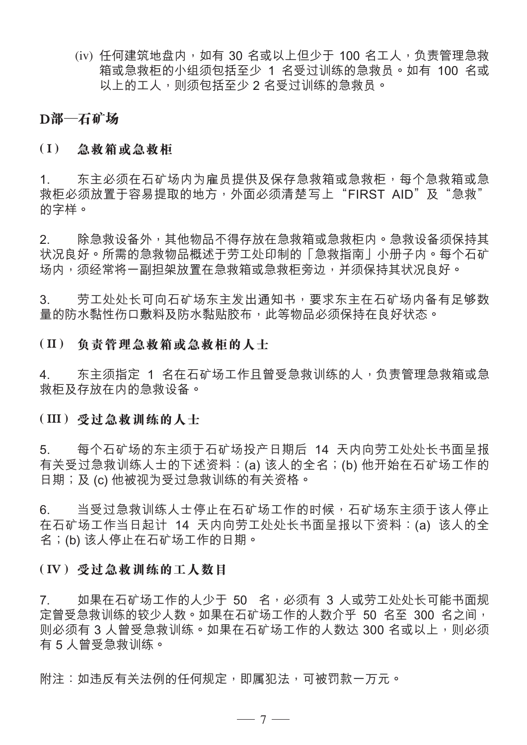(iv) 任何建筑地盘内，如有 30 名或以上但少于 100 名工人，负责管理急救箱或急救柜的小组须包括至少 1 名受过训练的急救员。如有 100 名或以上的工人，则须包括至少 2 名受过训练的急救员。

## D部—石矿场

### (I) 急救箱或急救柜

1. 东主必须在石矿场内为雇员提供及保存急救箱或急救柜，每个急救箱或急救柜必须放置于容易提取的地方，外面必须清楚写上“FIRST AID”及“急救”的字样。

2. 除急救设备外，其他物品不得存放在急救箱或急救柜内。急救设备须保持其状况良好。所需的急救物品概述于劳工处印制的「急救指南」小册子内。每个石矿场内，须经常将一副担架放置在急救箱或急救柜旁边，并须保持其状况良好。

3. 劳工处处长可向石矿场东主发出通知书，要求东主在石矿场内备有足够数量的防水黏性伤口敷料及防水黏贴胶布，此等物品必须保持在良好状态。

### (II) 负责管理急救箱或急救柜的人士

4. 东主须指定 1 名在石矿场工作且曾受急救训练的人，负责管理急救箱或急救柜及存放在内的急救设备。

### (III) 受过急救训练的人士

5. 每个石矿场的东主须于石矿场投产日期后 14 天内向劳工处处长书面呈报有关受过急救训练人士的下述资料：(a) 该人的全名；(b) 他开始在石矿场工作的日期；及 (c) 他被视为受过急救训练的有关资格。

6. 当受过急救训练人士停止在石矿场工作的时候，石矿场东主须于该人停止在石矿场工作当日起计 14 天内向劳工处处长书面呈报以下资料：(a) 该人的全名；(b) 该人停止在石矿场工作的日期。

### (IV) 受过急救训练的工人数目

7. 如果在石矿场工作的人少于 50 名，必须有 3 人或劳工处处长可能书面规定曾受急救训练的较少人数。如果在石矿场工作的人数介乎 50 名至 300 名之间，则必须有 3 人曾受急救训练。如果在石矿场工作的人数达 300 名或以上，则必须有 5 人曾受急救训练。

附注：如违反有关法例的任何规定，即属犯法，可被罚款一万元。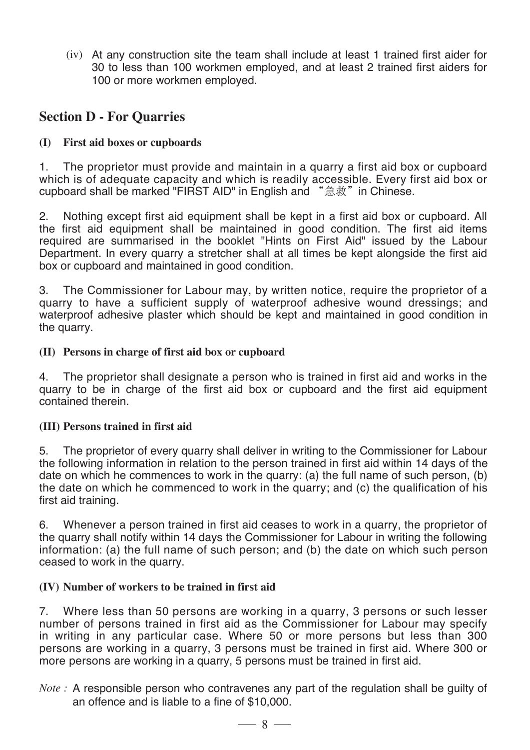(iv) At any construction site the team shall include at least 1 trained first aider for 30 to less than 100 workmen employed, and at least 2 trained first aiders for 100 or more workmen employed.

## Section D - For Quarries

### (I) First aid boxes or cupboards

1. The proprietor must provide and maintain in a quarry a first aid box or cupboard which is of adequate capacity and which is readily accessible. Every first aid box or cupboard shall be marked "FIRST AID" in English and "急救" in Chinese.

2. Nothing except first aid equipment shall be kept in a first aid box or cupboard. All the first aid equipment shall be maintained in good condition. The first aid items required are summarised in the booklet "Hints on First Aid" issued by the Labour Department. In every quarry a stretcher shall at all times be kept alongside the first aid box or cupboard and maintained in good condition.

3. The Commissioner for Labour may, by written notice, require the proprietor of a quarry to have a sufficient supply of waterproof adhesive wound dressings; and waterproof adhesive plaster which should be kept and maintained in good condition in the quarry.

### (II) Persons in charge of first aid box or cupboard

4. The proprietor shall designate a person who is trained in first aid and works in the quarry to be in charge of the first aid box or cupboard and the first aid equipment contained therein.

### (III) Persons trained in first aid

5. The proprietor of every quarry shall deliver in writing to the Commissioner for Labour the following information in relation to the person trained in first aid within 14 days of the date on which he commences to work in the quarry: (a) the full name of such person, (b) the date on which he commenced to work in the quarry; and (c) the qualification of his first aid training.

6. Whenever a person trained in first aid ceases to work in a quarry, the proprietor of the quarry shall notify within 14 days the Commissioner for Labour in writing the following information: (a) the full name of such person; and (b) the date on which such person ceased to work in the quarry.

### (IV) Number of workers to be trained in first aid

7. Where less than 50 persons are working in a quarry, 3 persons or such lesser number of persons trained in first aid as the Commissioner for Labour may specify in writing in any particular case. Where 50 or more persons but less than 300 persons are working in a quarry, 3 persons must be trained in first aid. Where 300 or more persons are working in a quarry, 5 persons must be trained in first aid.

*Note :* A responsible person who contravenes any part of the regulation shall be guilty of an offence and is liable to a fine of $10,000.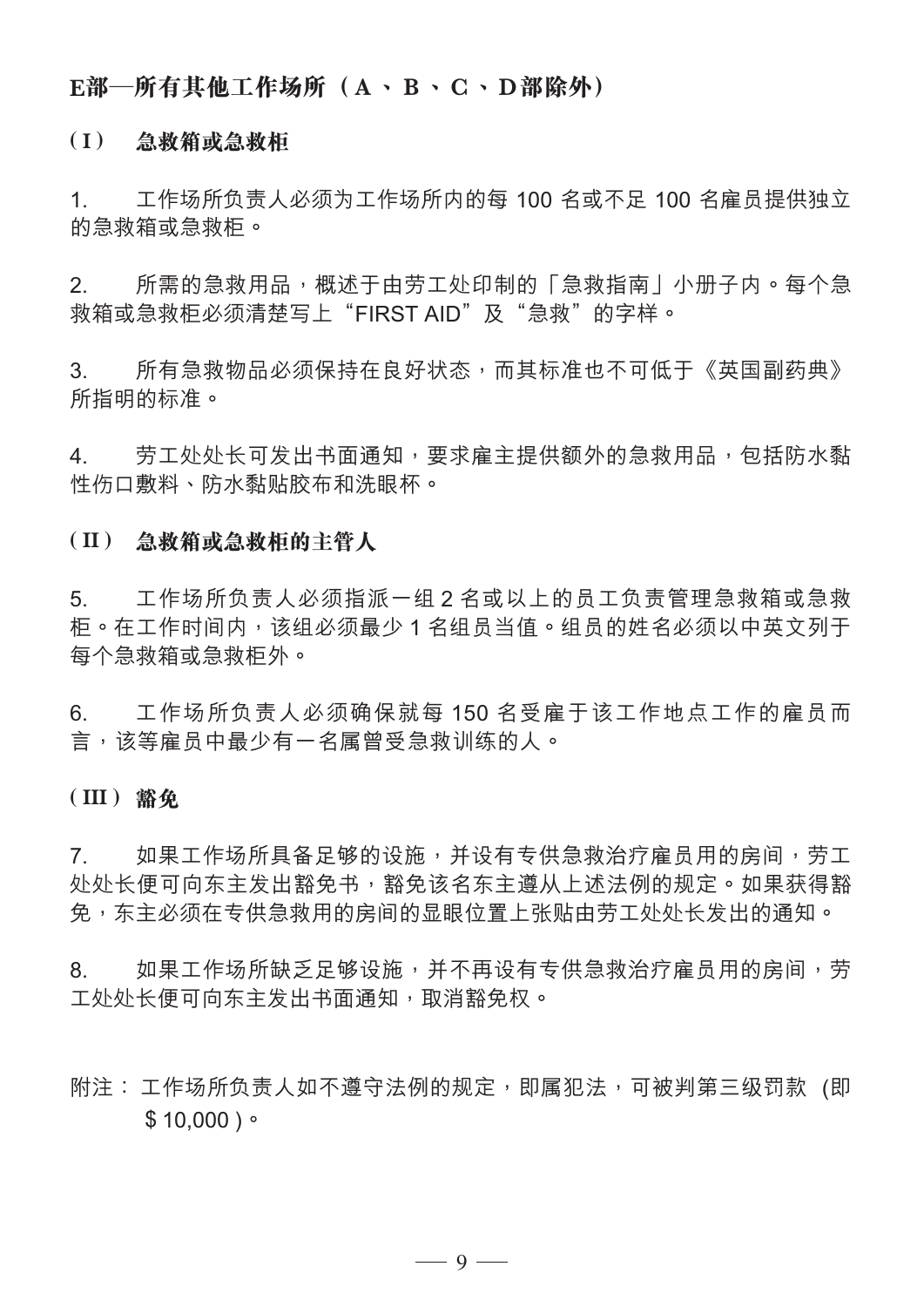## E部—所有其他工作场所（A、B、C、D部除外）

### （I） 急救箱或急救柜

1. 工作场所负责人必须为工作场所内的每 100 名或不足 100 名雇员提供独立的急救箱或急救柜。

2. 所需的急救用品，概述于由劳工处印制的「急救指南」小册子内。每个急救箱或急救柜必须清楚写上“FIRST AID”及“急救”的字样。

3. 所有急救物品必须保持在良好状态，而其标准也不可低于《英国副药典》所指明的标准。

4. 劳工处处长可发出书面通知，要求雇主提供额外的急救用品，包括防水黏性伤口敷料、防水黏贴胶布和洗眼杯。

### （II） 急救箱或急救柜的主管人

5. 工作场所负责人必须指派一组 2 名或以上的员工负责管理急救箱或急救柜。在工作时间内，该组必须最少 1 名组员当值。组员的姓名必须以中英文列于每个急救箱或急救柜外。

6. 工作场所负责人必须确保就每 150 名受雇于该工作地点工作的雇员而言，该等雇员中最少有一名属曾受急救训练的人。

### （III） 豁免

7. 如果工作场所具备足够的设施，并设有专供急救治疗雇员用的房间，劳工处处长便可向东主发出豁免书，豁免该名东主遵从上述法例的规定。如果获得豁免，东主必须在专供急救用的房间的显眼位置上张贴由劳工处处长发出的通知。

8. 如果工作场所缺乏足够设施，并不再设有专供急救治疗雇员用的房间，劳工处处长便可向东主发出书面通知，取消豁免权。

附注：工作场所负责人如不遵守法例的规定，即属犯法，可被判第三级罚款 (即 $10,000 )。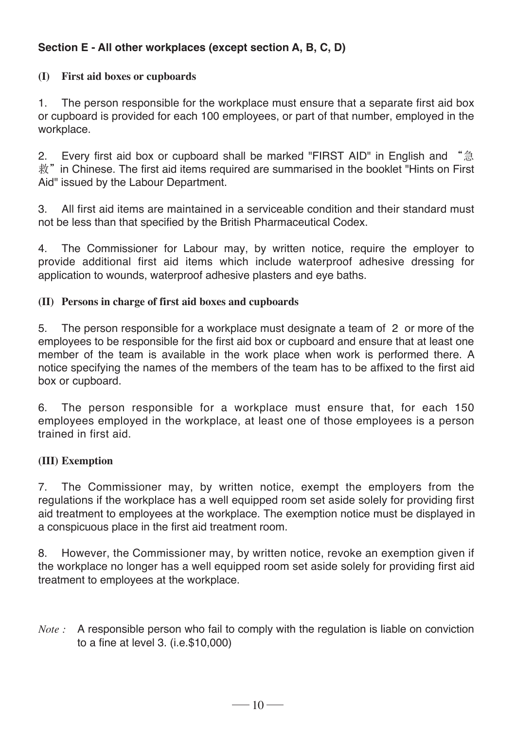## Section E - All other workplaces (except section A, B, C, D)

### (I) First aid boxes or cupboards

1. The person responsible for the workplace must ensure that a separate first aid box or cupboard is provided for each 100 employees, or part of that number, employed in the workplace.

2. Every first aid box or cupboard shall be marked "FIRST AID" in English and "急救" in Chinese. The first aid items required are summarised in the booklet "Hints on First Aid" issued by the Labour Department.

3. All first aid items are maintained in a serviceable condition and their standard must not be less than that specified by the British Pharmaceutical Codex.

4. The Commissioner for Labour may, by written notice, require the employer to provide additional first aid items which include waterproof adhesive dressing for application to wounds, waterproof adhesive plasters and eye baths.

### (II) Persons in charge of first aid boxes and cupboards

5. The person responsible for a workplace must designate a team of 2 or more of the employees to be responsible for the first aid box or cupboard and ensure that at least one member of the team is available in the work place when work is performed there. A notice specifying the names of the members of the team has to be affixed to the first aid box or cupboard.

6. The person responsible for a workplace must ensure that, for each 150 employees employed in the workplace, at least one of those employees is a person trained in first aid.

### (III) Exemption

7. The Commissioner may, by written notice, exempt the employers from the regulations if the workplace has a well equipped room set aside solely for providing first aid treatment to employees at the workplace. The exemption notice must be displayed in a conspicuous place in the first aid treatment room.

8. However, the Commissioner may, by written notice, revoke an exemption given if the workplace no longer has a well equipped room set aside solely for providing first aid treatment to employees at the workplace.

*Note :* A responsible person who fail to comply with the regulation is liable on conviction to a fine at level 3. (i.e.$10,000)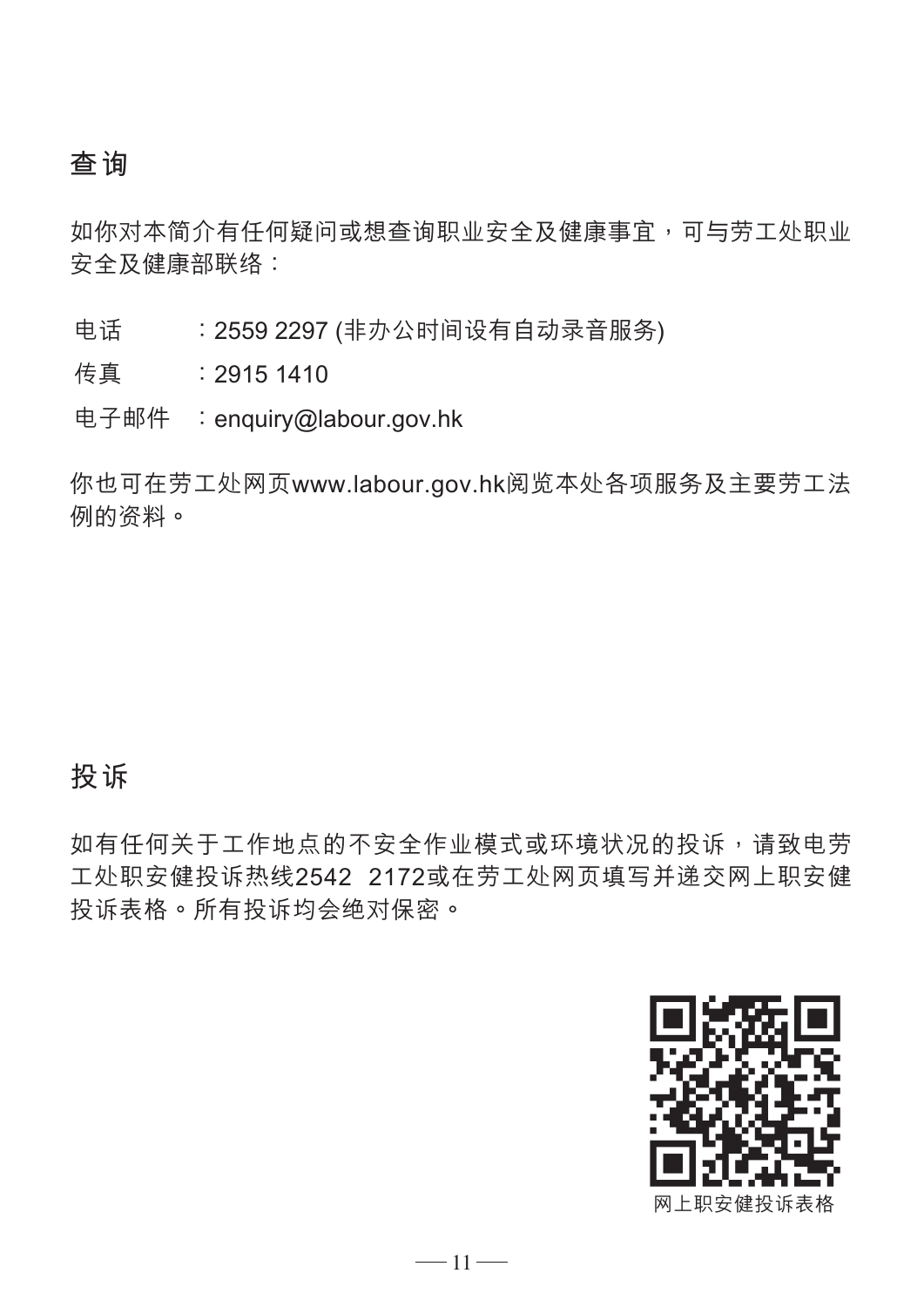## 查询

如你对本简介有任何疑问或想查询职业安全及健康事宜，可与劳工处职业安全及健康部联络：

电话　　：2559 2297 (非办公时间设有自动录音服务)

传真　　：2915 1410

电子邮件　：enquiry@labour.gov.hk

你也可在劳工处网页www.labour.gov.hk阅览本处各项服务及主要劳工法例的资料。

## 投诉

如有任何关于工作地点的不安全作业模式或环境状况的投诉，请致电劳工处职安健投诉热线2542　2172或在劳工处网页填写并递交网上职安健投诉表格。所有投诉均会绝对保密。

网上职安健投诉表格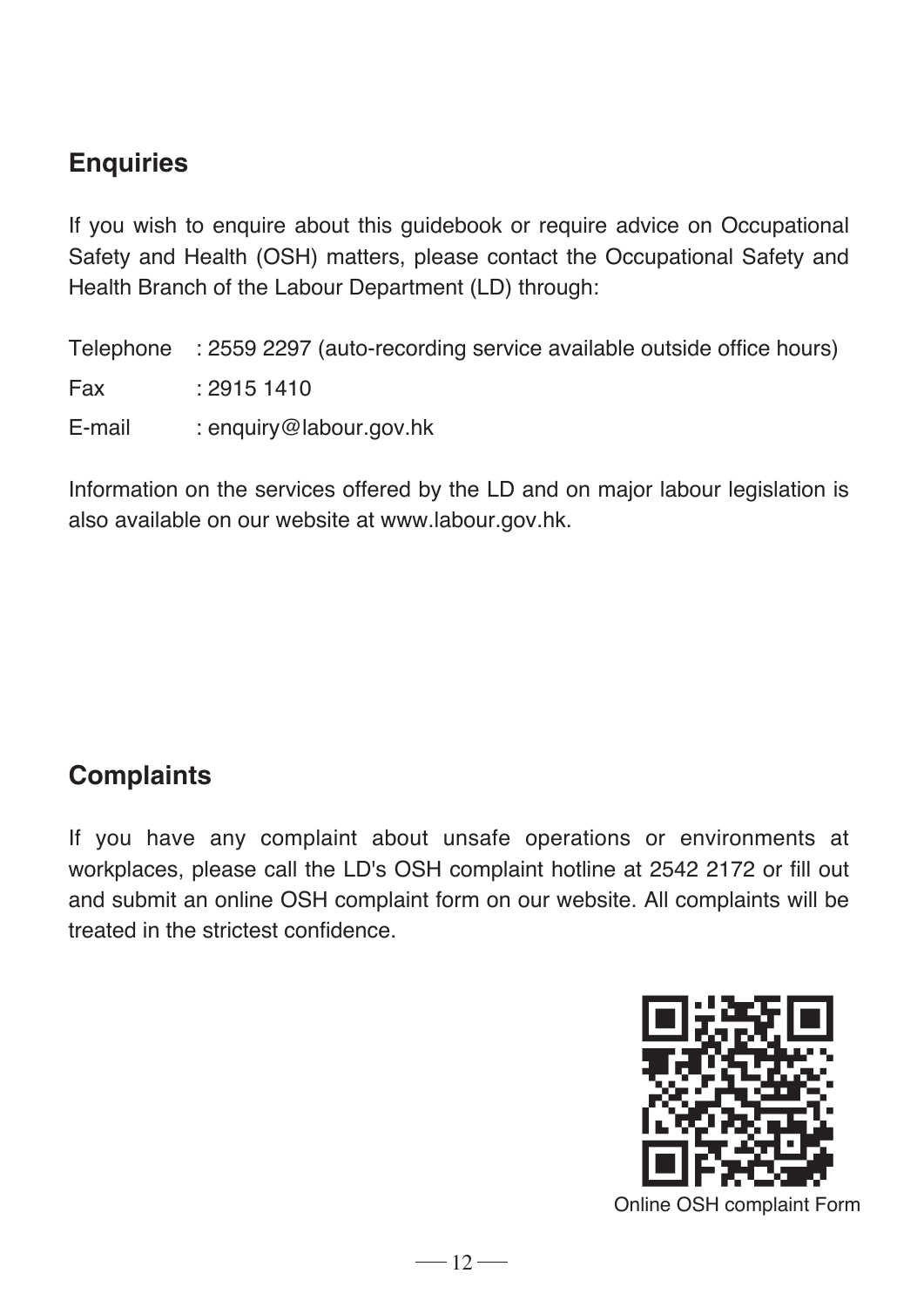## Enquiries

If you wish to enquire about this guidebook or require advice on Occupational Safety and Health (OSH) matters, please contact the Occupational Safety and Health Branch of the Labour Department (LD) through:

| | |
|---|---|
| Telephone | : 2559 2297 (auto-recording service available outside office hours) |
| Fax | : 2915 1410 |
| E-mail | : enquiry@labour.gov.hk |

Information on the services offered by the LD and on major labour legislation is also available on our website at www.labour.gov.hk.

## Complaints

If you have any complaint about unsafe operations or environments at workplaces, please call the LD's OSH complaint hotline at 2542 2172 or fill out and submit an online OSH complaint form on our website. All complaints will be treated in the strictest confidence.

Online OSH complaint Form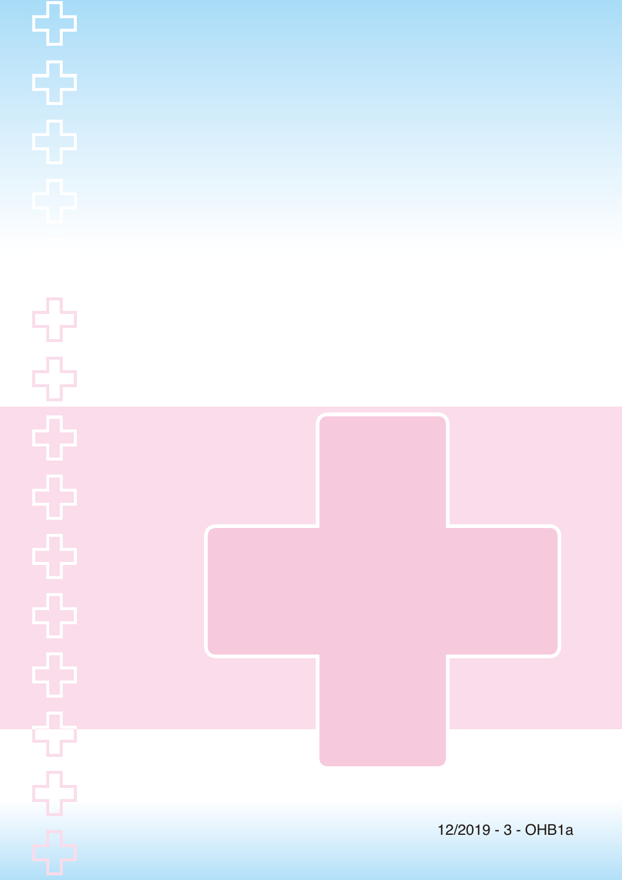12/2019 - 3 - OHB1a